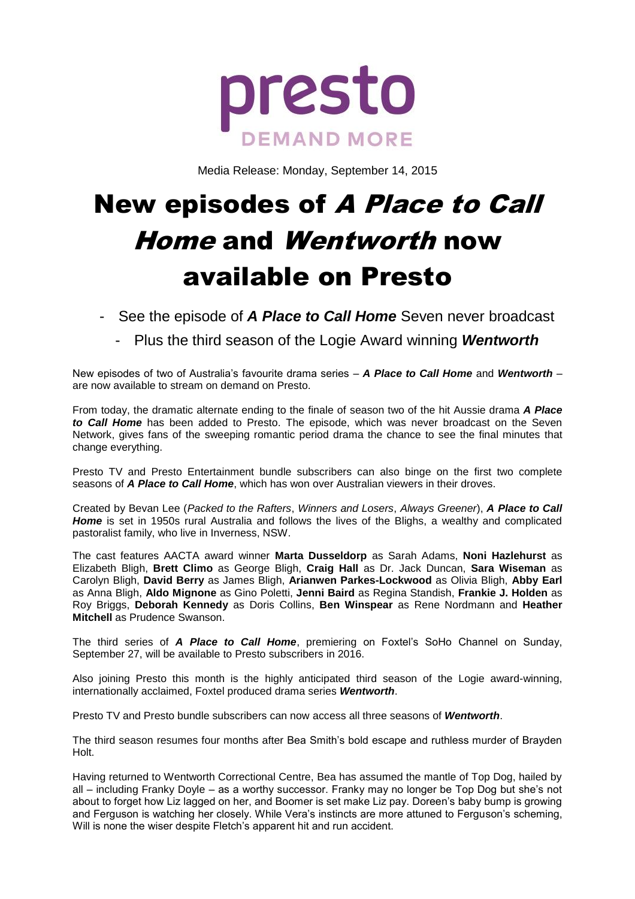presto

DEMAND MORE

Media Release: Monday, September 14, 2015

# New episodes of *A Place to Call Home* and *Wentworth* now available on Presto

- See the episode of ***A Place to Call Home*** Seven never broadcast
  - Plus the third season of the Logie Award winning ***Wentworth***

New episodes of two of Australia's favourite drama series – ***A Place to Call Home*** and ***Wentworth*** – are now available to stream on demand on Presto.

From today, the dramatic alternate ending to the finale of season two of the hit Aussie drama ***A Place to Call Home*** has been added to Presto. The episode, which was never broadcast on the Seven Network, gives fans of the sweeping romantic period drama the chance to see the final minutes that change everything.

Presto TV and Presto Entertainment bundle subscribers can also binge on the first two complete seasons of ***A Place to Call Home***, which has won over Australian viewers in their droves.

Created by Bevan Lee (*Packed to the Rafters*, *Winners and Losers*, *Always Greener*), ***A Place to Call Home*** is set in 1950s rural Australia and follows the lives of the Blighs, a wealthy and complicated pastoralist family, who live in Inverness, NSW.

The cast features AACTA award winner **Marta Dusseldorp** as Sarah Adams, **Noni Hazlehurst** as Elizabeth Bligh, **Brett Climo** as George Bligh, **Craig Hall** as Dr. Jack Duncan, **Sara Wiseman** as Carolyn Bligh, **David Berry** as James Bligh, **Arianwen Parkes-Lockwood** as Olivia Bligh, **Abby Earl** as Anna Bligh, **Aldo Mignone** as Gino Poletti, **Jenni Baird** as Regina Standish, **Frankie J. Holden** as Roy Briggs, **Deborah Kennedy** as Doris Collins, **Ben Winspear** as Rene Nordmann and **Heather Mitchell** as Prudence Swanson.

The third series of ***A Place to Call Home***, premiering on Foxtel's SoHo Channel on Sunday, September 27, will be available to Presto subscribers in 2016.

Also joining Presto this month is the highly anticipated third season of the Logie award-winning, internationally acclaimed, Foxtel produced drama series ***Wentworth***.

Presto TV and Presto bundle subscribers can now access all three seasons of ***Wentworth***.

The third season resumes four months after Bea Smith's bold escape and ruthless murder of Brayden Holt.

Having returned to Wentworth Correctional Centre, Bea has assumed the mantle of Top Dog, hailed by all – including Franky Doyle – as a worthy successor. Franky may no longer be Top Dog but she's not about to forget how Liz lagged on her, and Boomer is set make Liz pay. Doreen's baby bump is growing and Ferguson is watching her closely. While Vera's instincts are more attuned to Ferguson's scheming, Will is none the wiser despite Fletch's apparent hit and run accident.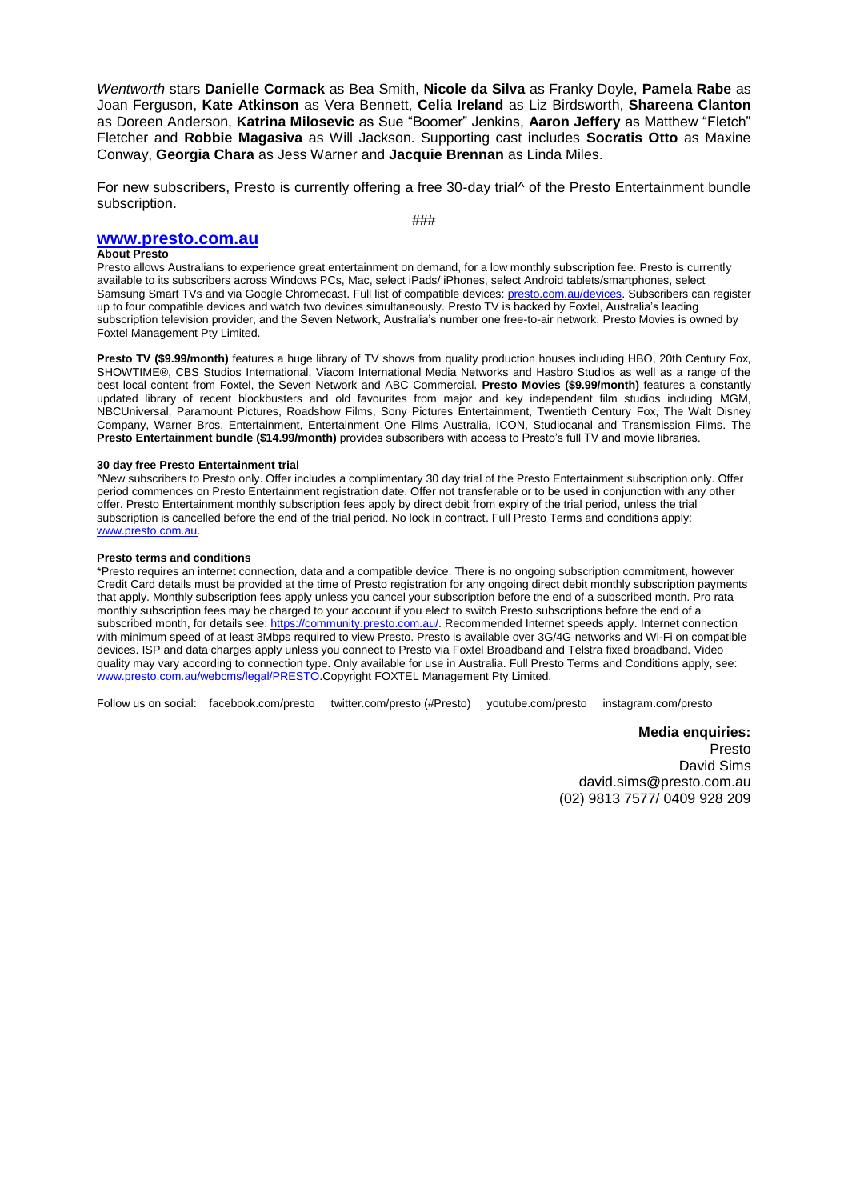*Wentworth* stars **Danielle Cormack** as Bea Smith, **Nicole da Silva** as Franky Doyle, **Pamela Rabe** as Joan Ferguson, **Kate Atkinson** as Vera Bennett, **Celia Ireland** as Liz Birdsworth, **Shareena Clanton** as Doreen Anderson, **Katrina Milosevic** as Sue "Boomer" Jenkins, **Aaron Jeffery** as Matthew "Fletch" Fletcher and **Robbie Magasiva** as Will Jackson. Supporting cast includes **Socratis Otto** as Maxine Conway, **Georgia Chara** as Jess Warner and **Jacquie Brennan** as Linda Miles.

For new subscribers, Presto is currently offering a free 30-day trial^ of the Presto Entertainment bundle subscription.

###

**www.presto.com.au**

**About Presto**

Presto allows Australians to experience great entertainment on demand, for a low monthly subscription fee. Presto is currently available to its subscribers across Windows PCs, Mac, select iPads/ iPhones, select Android tablets/smartphones, select Samsung Smart TVs and via Google Chromecast. Full list of compatible devices: presto.com.au/devices. Subscribers can register up to four compatible devices and watch two devices simultaneously. Presto TV is backed by Foxtel, Australia's leading subscription television provider, and the Seven Network, Australia's number one free-to-air network. Presto Movies is owned by Foxtel Management Pty Limited.

**Presto TV ($9.99/month)** features a huge library of TV shows from quality production houses including HBO, 20th Century Fox, SHOWTIME®, CBS Studios International, Viacom International Media Networks and Hasbro Studios as well as a range of the best local content from Foxtel, the Seven Network and ABC Commercial. **Presto Movies ($9.99/month)** features a constantly updated library of recent blockbusters and old favourites from major and key independent film studios including MGM, NBCUniversal, Paramount Pictures, Roadshow Films, Sony Pictures Entertainment, Twentieth Century Fox, The Walt Disney Company, Warner Bros. Entertainment, Entertainment One Films Australia, ICON, Studiocanal and Transmission Films. The **Presto Entertainment bundle ($14.99/month)** provides subscribers with access to Presto's full TV and movie libraries.

**30 day free Presto Entertainment trial**

^New subscribers to Presto only. Offer includes a complimentary 30 day trial of the Presto Entertainment subscription only. Offer period commences on Presto Entertainment registration date. Offer not transferable or to be used in conjunction with any other offer. Presto Entertainment monthly subscription fees apply by direct debit from expiry of the trial period, unless the trial subscription is cancelled before the end of the trial period. No lock in contract. Full Presto Terms and conditions apply: www.presto.com.au.

**Presto terms and conditions**

*Presto requires an internet connection, data and a compatible device. There is no ongoing subscription commitment, however Credit Card details must be provided at the time of Presto registration for any ongoing direct debit monthly subscription payments that apply. Monthly subscription fees apply unless you cancel your subscription before the end of a subscribed month. Pro rata monthly subscription fees may be charged to your account if you elect to switch Presto subscriptions before the end of a subscribed month, for details see: https://community.presto.com.au/. Recommended Internet speeds apply. Internet connection with minimum speed of at least 3Mbps required to view Presto. Presto is available over 3G/4G networks and Wi-Fi on compatible devices. ISP and data charges apply unless you connect to Presto via Foxtel Broadband and Telstra fixed broadband. Video quality may vary according to connection type. Only available for use in Australia. Full Presto Terms and Conditions apply, see: www.presto.com.au/webcms/legal/PRESTO.Copyright FOXTEL Management Pty Limited.

Follow us on social: facebook.com/presto twitter.com/presto (#Presto) youtube.com/presto instagram.com/presto

**Media enquiries:**
Presto
David Sims
david.sims@presto.com.au
(02) 9813 7577/ 0409 928 209